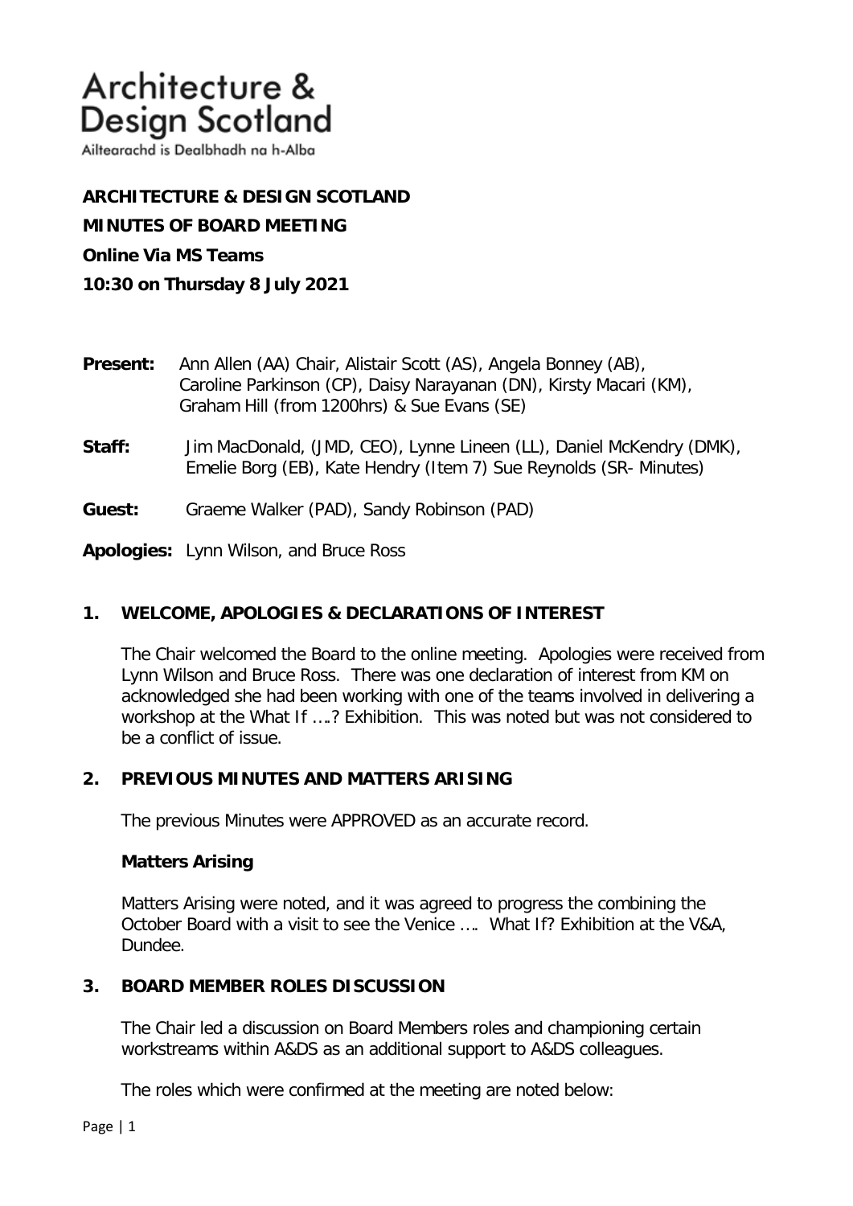# Architecture & Design Scotland

Ailtearachd is Dealbhadh na h-Alba

**ARCHITECTURE & DESIGN SCOTLAND**

**MINUTES OF BOARD MEETING**

**Online Via MS Teams**

**10:30 on Thursday 8 July 2021**

**Present:** Ann Allen (AA) Chair, Alistair Scott (AS), Angela Bonney (AB), Caroline Parkinson (CP), Daisy Narayanan (DN), Kirsty Macari (KM), Graham Hill (from 1200hrs) & Sue Evans (SE)

**Staff:** Jim MacDonald, (JMD, CEO), Lynne Lineen (LL), Daniel McKendry (DMK), Emelie Borg (EB), Kate Hendry (Item 7) Sue Reynolds (SR- Minutes)

**Guest:** Graeme Walker (PAD), Sandy Robinson (PAD)

**Apologies:** Lynn Wilson, and Bruce Ross

## 1. WELCOME, APOLOGIES & DECLARATIONS OF INTEREST

The Chair welcomed the Board to the online meeting. Apologies were received from Lynn Wilson and Bruce Ross. There was one declaration of interest from KM on acknowledged she had been working with one of the teams involved in delivering a workshop at the What If ….? Exhibition. This was noted but was not considered to be a conflict of issue.

## 2. PREVIOUS MINUTES AND MATTERS ARISING

The previous Minutes were APPROVED as an accurate record.

**Matters Arising**

Matters Arising were noted, and it was agreed to progress the combining the October Board with a visit to see the Venice …. What If? Exhibition at the V&A, Dundee.

## 3. BOARD MEMBER ROLES DISCUSSION

The Chair led a discussion on Board Members roles and championing certain workstreams within A&DS as an additional support to A&DS colleagues.

The roles which were confirmed at the meeting are noted below: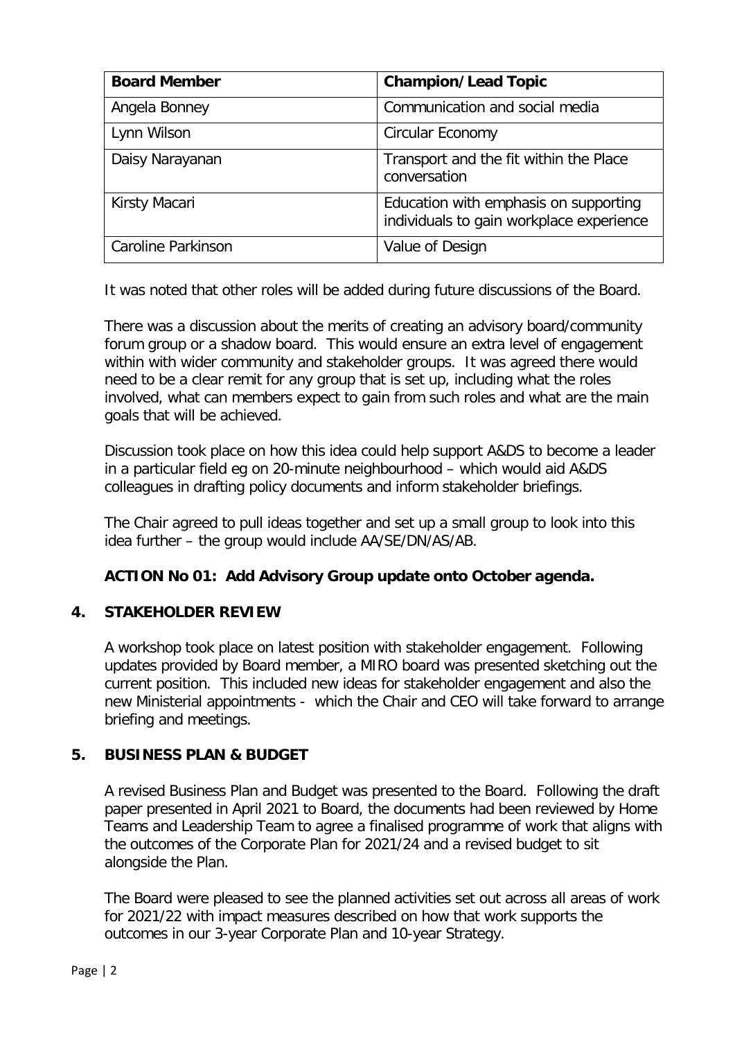| Board Member | Champion/Lead Topic |
| --- | --- |
| Angela Bonney | Communication and social media |
| Lynn Wilson | Circular Economy |
| Daisy Narayanan | Transport and the fit within the Place conversation |
| Kirsty Macari | Education with emphasis on supporting individuals to gain workplace experience |
| Caroline Parkinson | Value of Design |

It was noted that other roles will be added during future discussions of the Board.

There was a discussion about the merits of creating an advisory board/community forum group or a shadow board. This would ensure an extra level of engagement within with wider community and stakeholder groups. It was agreed there would need to be a clear remit for any group that is set up, including what the roles involved, what can members expect to gain from such roles and what are the main goals that will be achieved.

Discussion took place on how this idea could help support A&DS to become a leader in a particular field eg on 20-minute neighbourhood – which would aid A&DS colleagues in drafting policy documents and inform stakeholder briefings.

The Chair agreed to pull ideas together and set up a small group to look into this idea further – the group would include AA/SE/DN/AS/AB.

**ACTION No 01: Add Advisory Group update onto October agenda.**

## 4. STAKEHOLDER REVIEW

A workshop took place on latest position with stakeholder engagement. Following updates provided by Board member, a MIRO board was presented sketching out the current position. This included new ideas for stakeholder engagement and also the new Ministerial appointments - which the Chair and CEO will take forward to arrange briefing and meetings.

## 5. BUSINESS PLAN & BUDGET

A revised Business Plan and Budget was presented to the Board. Following the draft paper presented in April 2021 to Board, the documents had been reviewed by Home Teams and Leadership Team to agree a finalised programme of work that aligns with the outcomes of the Corporate Plan for 2021/24 and a revised budget to sit alongside the Plan.

The Board were pleased to see the planned activities set out across all areas of work for 2021/22 with impact measures described on how that work supports the outcomes in our 3-year Corporate Plan and 10-year Strategy.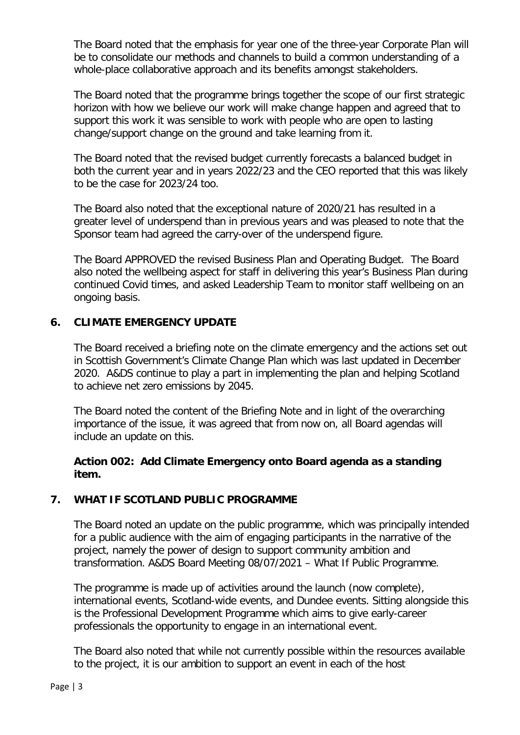The Board noted that the emphasis for year one of the three-year Corporate Plan will be to consolidate our methods and channels to build a common understanding of a whole-place collaborative approach and its benefits amongst stakeholders.

The Board noted that the programme brings together the scope of our first strategic horizon with how we believe our work will make change happen and agreed that to support this work it was sensible to work with people who are open to lasting change/support change on the ground and take learning from it.

The Board noted that the revised budget currently forecasts a balanced budget in both the current year and in years 2022/23 and the CEO reported that this was likely to be the case for 2023/24 too.

The Board also noted that the exceptional nature of 2020/21 has resulted in a greater level of underspend than in previous years and was pleased to note that the Sponsor team had agreed the carry-over of the underspend figure.

The Board APPROVED the revised Business Plan and Operating Budget. The Board also noted the wellbeing aspect for staff in delivering this year's Business Plan during continued Covid times, and asked Leadership Team to monitor staff wellbeing on an ongoing basis.

## 6. CLIMATE EMERGENCY UPDATE

The Board received a briefing note on the climate emergency and the actions set out in Scottish Government's Climate Change Plan which was last updated in December 2020. A&DS continue to play a part in implementing the plan and helping Scotland to achieve net zero emissions by 2045.

The Board noted the content of the Briefing Note and in light of the overarching importance of the issue, it was agreed that from now on, all Board agendas will include an update on this.

**Action 002: Add Climate Emergency onto Board agenda as a standing item.**

## 7. WHAT IF SCOTLAND PUBLIC PROGRAMME

The Board noted an update on the public programme, which was principally intended for a public audience with the aim of engaging participants in the narrative of the project, namely the power of design to support community ambition and transformation. A&DS Board Meeting 08/07/2021 – What If Public Programme.

The programme is made up of activities around the launch (now complete), international events, Scotland-wide events, and Dundee events. Sitting alongside this is the Professional Development Programme which aims to give early-career professionals the opportunity to engage in an international event.

The Board also noted that while not currently possible within the resources available to the project, it is our ambition to support an event in each of the host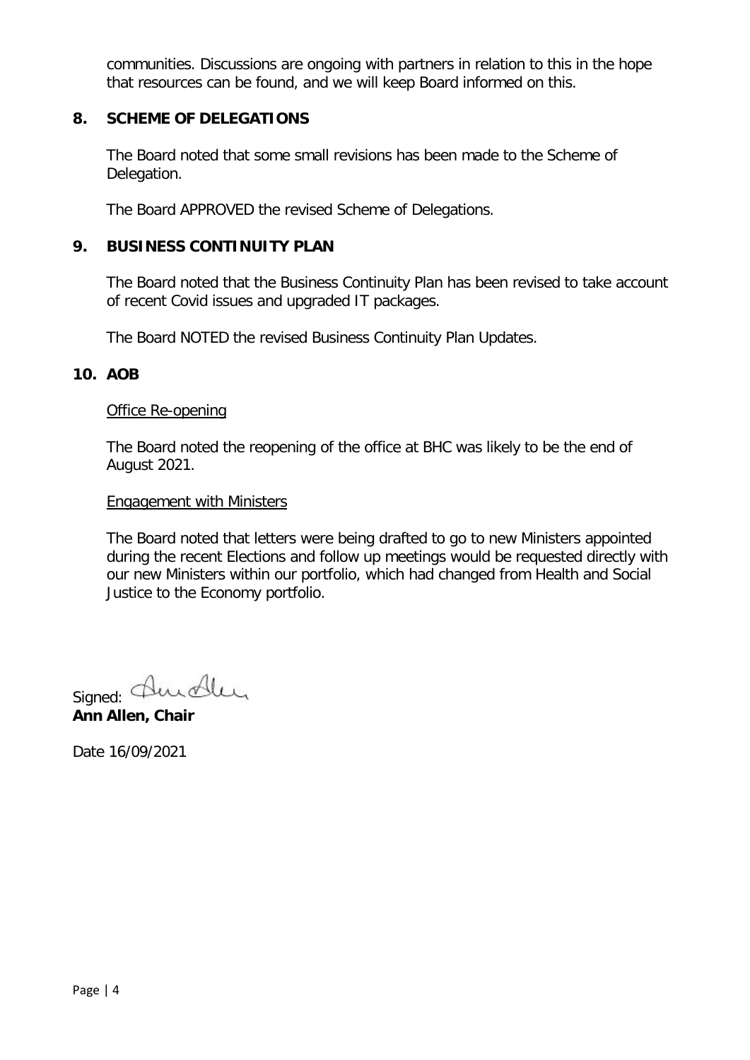communities. Discussions are ongoing with partners in relation to this in the hope that resources can be found, and we will keep Board informed on this.

## 8. SCHEME OF DELEGATIONS

The Board noted that some small revisions has been made to the Scheme of Delegation.

The Board APPROVED the revised Scheme of Delegations.

## 9. BUSINESS CONTINUITY PLAN

The Board noted that the Business Continuity Plan has been revised to take account of recent Covid issues and upgraded IT packages.

The Board NOTED the revised Business Continuity Plan Updates.

## 10. AOB

Office Re-opening

The Board noted the reopening of the office at BHC was likely to be the end of August 2021.

Engagement with Ministers

The Board noted that letters were being drafted to go to new Ministers appointed during the recent Elections and follow up meetings would be requested directly with our new Ministers within our portfolio, which had changed from Health and Social Justice to the Economy portfolio.

Signed:

**Ann Allen, Chair**

Date 16/09/2021